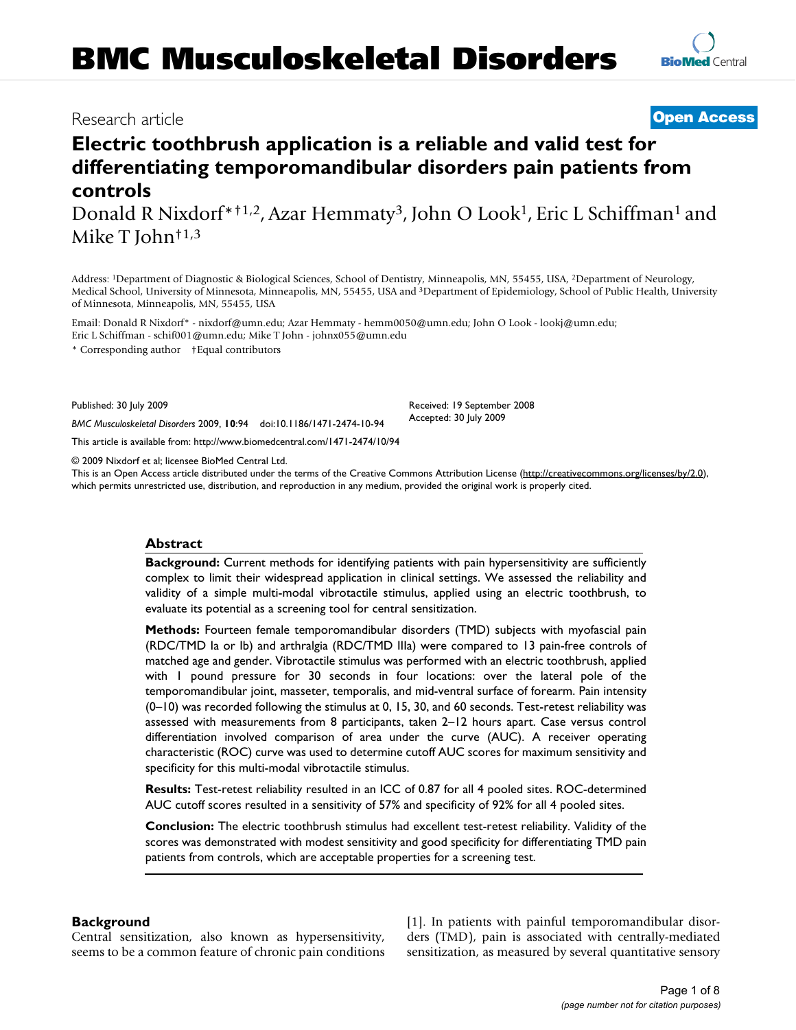# BMC Musculoskeletal Disorders

Research article

**Open Access**

## Electric toothbrush application is a reliable and valid test for differentiating temporomandibular disorders pain patients from controls

Donald R Nixdorf*†[1,2], Azar Hemmaty[3], John O Look[1], Eric L Schiffman[1] and Mike T John†[1,3]

Address: [1]Department of Diagnostic & Biological Sciences, School of Dentistry, Minneapolis, MN, 55455, USA, [2]Department of Neurology, Medical School, University of Minnesota, Minneapolis, MN, 55455, USA and [3]Department of Epidemiology, School of Public Health, University of Minnesota, Minneapolis, MN, 55455, USA

Email: Donald R Nixdorf* - nixdorf@umn.edu; Azar Hemmaty - hemm0050@umn.edu; John O Look - lookj@umn.edu; Eric L Schiffman - schif001@umn.edu; Mike T John - johnx055@umn.edu

\* Corresponding author †Equal contributors

Published: 30 July 2009

*BMC Musculoskeletal Disorders* 2009, **10**:94 doi:10.1186/1471-2474-10-94

Received: 19 September 2008
Accepted: 30 July 2009

This article is available from: http://www.biomedcentral.com/1471-2474/10/94

© 2009 Nixdorf et al; licensee BioMed Central Ltd.
This is an Open Access article distributed under the terms of the Creative Commons Attribution License (http://creativecommons.org/licenses/by/2.0), which permits unrestricted use, distribution, and reproduction in any medium, provided the original work is properly cited.

### Abstract

**Background:** Current methods for identifying patients with pain hypersensitivity are sufficiently complex to limit their widespread application in clinical settings. We assessed the reliability and validity of a simple multi-modal vibrotactile stimulus, applied using an electric toothbrush, to evaluate its potential as a screening tool for central sensitization.

**Methods:** Fourteen female temporomandibular disorders (TMD) subjects with myofascial pain (RDC/TMD Ia or Ib) and arthralgia (RDC/TMD IIIa) were compared to 13 pain-free controls of matched age and gender. Vibrotactile stimulus was performed with an electric toothbrush, applied with 1 pound pressure for 30 seconds in four locations: over the lateral pole of the temporomandibular joint, masseter, temporalis, and mid-ventral surface of forearm. Pain intensity (0–10) was recorded following the stimulus at 0, 15, 30, and 60 seconds. Test-retest reliability was assessed with measurements from 8 participants, taken 2–12 hours apart. Case versus control differentiation involved comparison of area under the curve (AUC). A receiver operating characteristic (ROC) curve was used to determine cutoff AUC scores for maximum sensitivity and specificity for this multi-modal vibrotactile stimulus.

**Results:** Test-retest reliability resulted in an ICC of 0.87 for all 4 pooled sites. ROC-determined AUC cutoff scores resulted in a sensitivity of 57% and specificity of 92% for all 4 pooled sites.

**Conclusion:** The electric toothbrush stimulus had excellent test-retest reliability. Validity of the scores was demonstrated with modest sensitivity and good specificity for differentiating TMD pain patients from controls, which are acceptable properties for a screening test.

### Background

Central sensitization, also known as hypersensitivity, seems to be a common feature of chronic pain conditions [1]. In patients with painful temporomandibular disorders (TMD), pain is associated with centrally-mediated sensitization, as measured by several quantitative sensory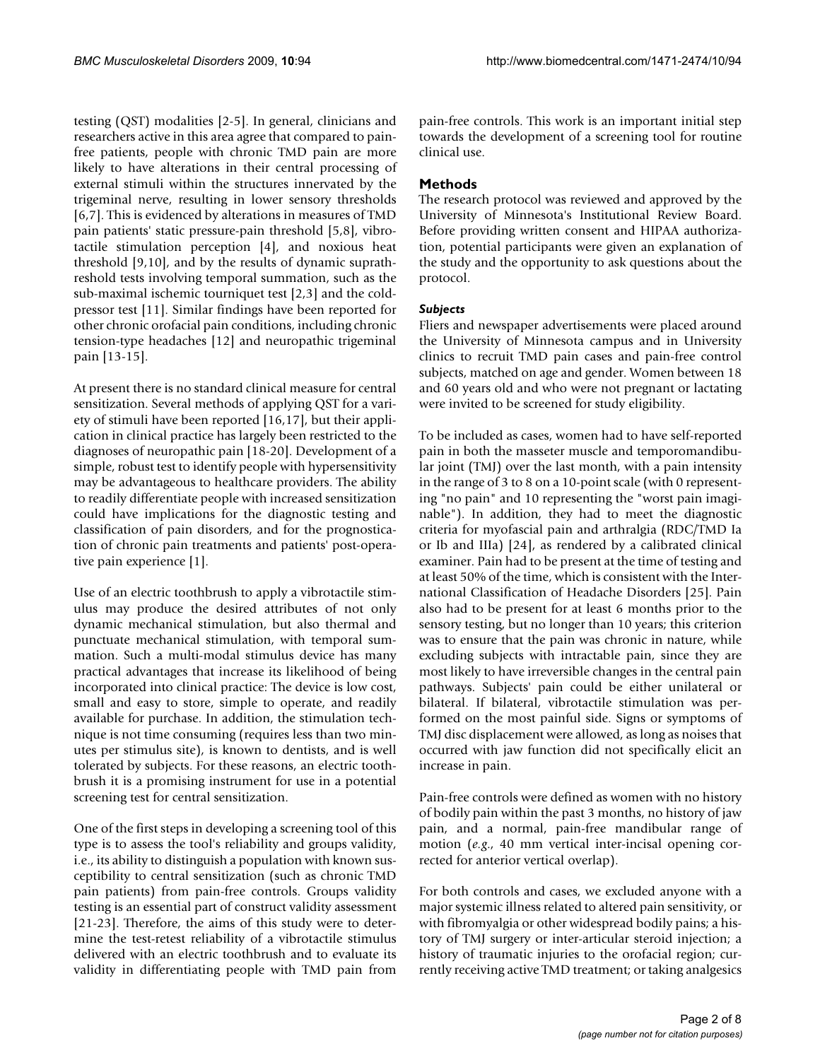testing (QST) modalities [2-5]. In general, clinicians and researchers active in this area agree that compared to pain-free patients, people with chronic TMD pain are more likely to have alterations in their central processing of external stimuli within the structures innervated by the trigeminal nerve, resulting in lower sensory thresholds [6,7]. This is evidenced by alterations in measures of TMD pain patients' static pressure-pain threshold [5,8], vibrotactile stimulation perception [4], and noxious heat threshold [9,10], and by the results of dynamic suprathreshold tests involving temporal summation, such as the sub-maximal ischemic tourniquet test [2,3] and the cold-pressor test [11]. Similar findings have been reported for other chronic orofacial pain conditions, including chronic tension-type headaches [12] and neuropathic trigeminal pain [13-15].

At present there is no standard clinical measure for central sensitization. Several methods of applying QST for a variety of stimuli have been reported [16,17], but their application in clinical practice has largely been restricted to the diagnoses of neuropathic pain [18-20]. Development of a simple, robust test to identify people with hypersensitivity may be advantageous to healthcare providers. The ability to readily differentiate people with increased sensitization could have implications for the diagnostic testing and classification of pain disorders, and for the prognostication of chronic pain treatments and patients' post-operative pain experience [1].

Use of an electric toothbrush to apply a vibrotactile stimulus may produce the desired attributes of not only dynamic mechanical stimulation, but also thermal and punctuate mechanical stimulation, with temporal summation. Such a multi-modal stimulus device has many practical advantages that increase its likelihood of being incorporated into clinical practice: The device is low cost, small and easy to store, simple to operate, and readily available for purchase. In addition, the stimulation technique is not time consuming (requires less than two minutes per stimulus site), is known to dentists, and is well tolerated by subjects. For these reasons, an electric toothbrush it is a promising instrument for use in a potential screening test for central sensitization.

One of the first steps in developing a screening tool of this type is to assess the tool's reliability and groups validity, i.e., its ability to distinguish a population with known susceptibility to central sensitization (such as chronic TMD pain patients) from pain-free controls. Groups validity testing is an essential part of construct validity assessment [21-23]. Therefore, the aims of this study were to determine the test-retest reliability of a vibrotactile stimulus delivered with an electric toothbrush and to evaluate its validity in differentiating people with TMD pain from pain-free controls. This work is an important initial step towards the development of a screening tool for routine clinical use.

## Methods

The research protocol was reviewed and approved by the University of Minnesota's Institutional Review Board. Before providing written consent and HIPAA authorization, potential participants were given an explanation of the study and the opportunity to ask questions about the protocol.

### *Subjects*

Fliers and newspaper advertisements were placed around the University of Minnesota campus and in University clinics to recruit TMD pain cases and pain-free control subjects, matched on age and gender. Women between 18 and 60 years old and who were not pregnant or lactating were invited to be screened for study eligibility.

To be included as cases, women had to have self-reported pain in both the masseter muscle and temporomandibular joint (TMJ) over the last month, with a pain intensity in the range of 3 to 8 on a 10-point scale (with 0 representing "no pain" and 10 representing the "worst pain imaginable"). In addition, they had to meet the diagnostic criteria for myofascial pain and arthralgia (RDC/TMD Ia or Ib and IIIa) [24], as rendered by a calibrated clinical examiner. Pain had to be present at the time of testing and at least 50% of the time, which is consistent with the International Classification of Headache Disorders [25]. Pain also had to be present for at least 6 months prior to the sensory testing, but no longer than 10 years; this criterion was to ensure that the pain was chronic in nature, while excluding subjects with intractable pain, since they are most likely to have irreversible changes in the central pain pathways. Subjects' pain could be either unilateral or bilateral. If bilateral, vibrotactile stimulation was performed on the most painful side. Signs or symptoms of TMJ disc displacement were allowed, as long as noises that occurred with jaw function did not specifically elicit an increase in pain.

Pain-free controls were defined as women with no history of bodily pain within the past 3 months, no history of jaw pain, and a normal, pain-free mandibular range of motion (*e.g.*, 40 mm vertical inter-incisal opening corrected for anterior vertical overlap).

For both controls and cases, we excluded anyone with a major systemic illness related to altered pain sensitivity, or with fibromyalgia or other widespread bodily pains; a history of TMJ surgery or inter-articular steroid injection; a history of traumatic injuries to the orofacial region; currently receiving active TMD treatment; or taking analgesics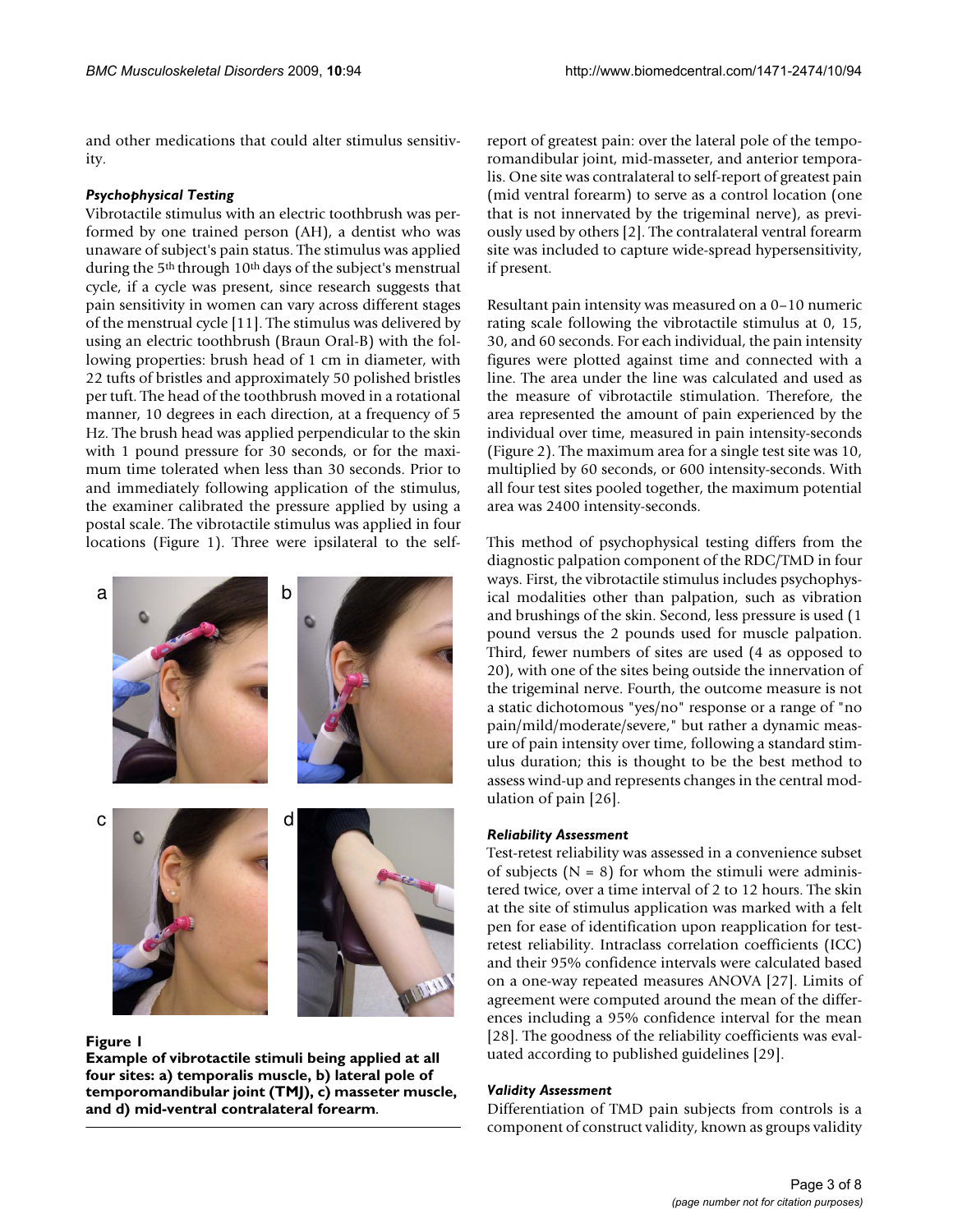and other medications that could alter stimulus sensitivity.

### *Psychophysical Testing*

Vibrotactile stimulus with an electric toothbrush was performed by one trained person (AH), a dentist who was unaware of subject's pain status. The stimulus was applied during the 5th through 10th days of the subject's menstrual cycle, if a cycle was present, since research suggests that pain sensitivity in women can vary across different stages of the menstrual cycle [11]. The stimulus was delivered by using an electric toothbrush (Braun Oral-B) with the following properties: brush head of 1 cm in diameter, with 22 tufts of bristles and approximately 50 polished bristles per tuft. The head of the toothbrush moved in a rotational manner, 10 degrees in each direction, at a frequency of 5 Hz. The brush head was applied perpendicular to the skin with 1 pound pressure for 30 seconds, or for the maximum time tolerated when less than 30 seconds. Prior to and immediately following application of the stimulus, the examiner calibrated the pressure applied by using a postal scale. The vibrotactile stimulus was applied in four locations (Figure 1). Three were ipsilateral to the self-report of greatest pain: over the lateral pole of the temporomandibular joint, mid-masseter, and anterior temporalis. One site was contralateral to self-report of greatest pain (mid ventral forearm) to serve as a control location (one that is not innervated by the trigeminal nerve), as previously used by others [2]. The contralateral ventral forearm site was included to capture wide-spread hypersensitivity, if present.

**Figure 1**

**Example of vibrotactile stimuli being applied at all four sites: a) temporalis muscle, b) lateral pole of temporomandibular joint (TMJ), c) masseter muscle, and d) mid-ventral contralateral forearm**.

Resultant pain intensity was measured on a 0–10 numeric rating scale following the vibrotactile stimulus at 0, 15, 30, and 60 seconds. For each individual, the pain intensity figures were plotted against time and connected with a line. The area under the line was calculated and used as the measure of vibrotactile stimulation. Therefore, the area represented the amount of pain experienced by the individual over time, measured in pain intensity-seconds (Figure 2). The maximum area for a single test site was 10, multiplied by 60 seconds, or 600 intensity-seconds. With all four test sites pooled together, the maximum potential area was 2400 intensity-seconds.

This method of psychophysical testing differs from the diagnostic palpation component of the RDC/TMD in four ways. First, the vibrotactile stimulus includes psychophysical modalities other than palpation, such as vibration and brushings of the skin. Second, less pressure is used (1 pound versus the 2 pounds used for muscle palpation. Third, fewer numbers of sites are used (4 as opposed to 20), with one of the sites being outside the innervation of the trigeminal nerve. Fourth, the outcome measure is not a static dichotomous "yes/no" response or a range of "no pain/mild/moderate/severe," but rather a dynamic measure of pain intensity over time, following a standard stimulus duration; this is thought to be the best method to assess wind-up and represents changes in the central modulation of pain [26].

### *Reliability Assessment*

Test-retest reliability was assessed in a convenience subset of subjects (N = 8) for whom the stimuli were administered twice, over a time interval of 2 to 12 hours. The skin at the site of stimulus application was marked with a felt pen for ease of identification upon reapplication for test-retest reliability. Intraclass correlation coefficients (ICC) and their 95% confidence intervals were calculated based on a one-way repeated measures ANOVA [27]. Limits of agreement were computed around the mean of the differences including a 95% confidence interval for the mean [28]. The goodness of the reliability coefficients was evaluated according to published guidelines [29].

### *Validity Assessment*

Differentiation of TMD pain subjects from controls is a component of construct validity, known as groups validity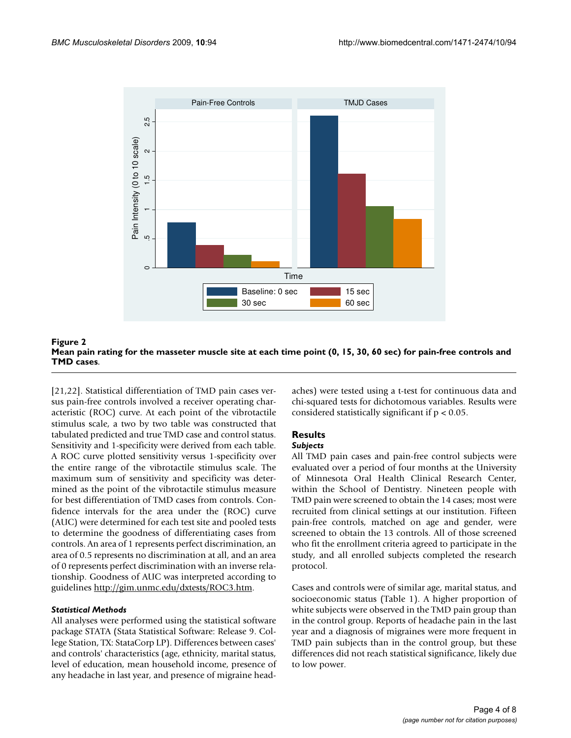**Figure 2**

**Mean pain rating for the masseter muscle site at each time point (0, 15, 30, 60 sec) for pain-free controls and TMD cases**.

[21,22]. Statistical differentiation of TMD pain cases versus pain-free controls involved a receiver operating characteristic (ROC) curve. At each point of the vibrotactile stimulus scale, a two by two table was constructed that tabulated predicted and true TMD case and control status. Sensitivity and 1-specificity were derived from each table. A ROC curve plotted sensitivity versus 1-specificity over the entire range of the vibrotactile stimulus scale. The maximum sum of sensitivity and specificity was determined as the point of the vibrotactile stimulus measure for best differentiation of TMD cases from controls. Confidence intervals for the area under the (ROC) curve (AUC) were determined for each test site and pooled tests to determine the goodness of differentiating cases from controls. An area of 1 represents perfect discrimination, an area of 0.5 represents no discrimination at all, and an area of 0 represents perfect discrimination with an inverse relationship. Goodness of AUC was interpreted according to guidelines http://gim.unmc.edu/dxtests/ROC3.htm.

### *Statistical Methods*

All analyses were performed using the statistical software package STATA (Stata Statistical Software: Release 9. College Station, TX: StataCorp LP). Differences between cases' and controls' characteristics (age, ethnicity, marital status, level of education, mean household income, presence of any headache in last year, and presence of migraine headaches) were tested using a t-test for continuous data and chi-squared tests for dichotomous variables. Results were considered statistically significant if $p < 0.05$.

## Results

### *Subjects*

All TMD pain cases and pain-free control subjects were evaluated over a period of four months at the University of Minnesota Oral Health Clinical Research Center, within the School of Dentistry. Nineteen people with TMD pain were screened to obtain the 14 cases; most were recruited from clinical settings at our institution. Fifteen pain-free controls, matched on age and gender, were screened to obtain the 13 controls. All of those screened who fit the enrollment criteria agreed to participate in the study, and all enrolled subjects completed the research protocol.

Cases and controls were of similar age, marital status, and socioeconomic status (Table 1). A higher proportion of white subjects were observed in the TMD pain group than in the control group. Reports of headache pain in the last year and a diagnosis of migraines were more frequent in TMD pain subjects than in the control group, but these differences did not reach statistical significance, likely due to low power.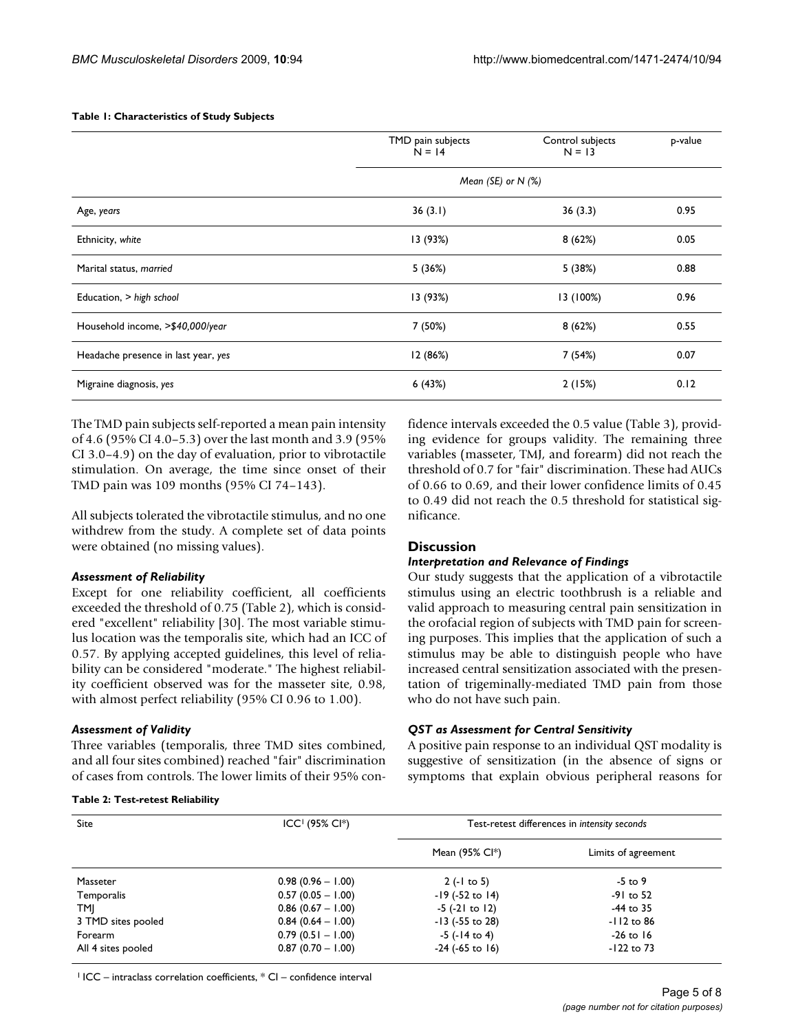**Table 1: Characteristics of Study Subjects**

| | TMD pain subjects N = 14 | Control subjects N = 13 | p-value |
|---|---|---|---|
| | *Mean (SE) or N (%)* | | |
| Age, *years* | 36 (3.1) | 36 (3.3) | 0.95 |
| Ethnicity, *white* | 13 (93%) | 8 (62%) | 0.05 |
| Marital status, *married* | 5 (36%) | 5 (38%) | 0.88 |
| Education, > *high school* | 13 (93%) | 13 (100%) | 0.96 |
| Household income, *>$40,000/year* | 7 (50%) | 8 (62%) | 0.55 |
| Headache presence in last year, *yes* | 12 (86%) | 7 (54%) | 0.07 |
| Migraine diagnosis, *yes* | 6 (43%) | 2 (15%) | 0.12 |

The TMD pain subjects self-reported a mean pain intensity of 4.6 (95% CI 4.0–5.3) over the last month and 3.9 (95% CI 3.0–4.9) on the day of evaluation, prior to vibrotactile stimulation. On average, the time since onset of their TMD pain was 109 months (95% CI 74–143).

All subjects tolerated the vibrotactile stimulus, and no one withdrew from the study. A complete set of data points were obtained (no missing values).

### *Assessment of Reliability*

Except for one reliability coefficient, all coefficients exceeded the threshold of 0.75 (Table 2), which is considered "excellent" reliability [30]. The most variable stimulus location was the temporalis site, which had an ICC of 0.57. By applying accepted guidelines, this level of reliability can be considered "moderate." The highest reliability coefficient observed was for the masseter site, 0.98, with almost perfect reliability (95% CI 0.96 to 1.00).

### *Assessment of Validity*

Three variables (temporalis, three TMD sites combined, and all four sites combined) reached "fair" discrimination of cases from controls. The lower limits of their 95% confidence intervals exceeded the 0.5 value (Table 3), providing evidence for groups validity. The remaining three variables (masseter, TMJ, and forearm) did not reach the threshold of 0.7 for "fair" discrimination. These had AUCs of 0.66 to 0.69, and their lower confidence limits of 0.45 to 0.49 did not reach the 0.5 threshold for statistical significance.

## Discussion

### *Interpretation and Relevance of Findings*

Our study suggests that the application of a vibrotactile stimulus using an electric toothbrush is a reliable and valid approach to measuring central pain sensitization in the orofacial region of subjects with TMD pain for screening purposes. This implies that the application of such a stimulus may be able to distinguish people who have increased central sensitization associated with the presentation of trigeminally-mediated TMD pain from those who do not have such pain.

### *QST as Assessment for Central Sensitivity*

A positive pain response to an individual QST modality is suggestive of sensitization (in the absence of signs or symptoms that explain obvious peripheral reasons for

**Table 2: Test-retest Reliability**

| Site | ICC[1] (95% CI*) | Test-retest differences in *intensity seconds* | |
|---|---|---|---|
| | | Mean (95% CI*) | Limits of agreement |
| Masseter | 0.98 (0.96 – 1.00) | 2 (-1 to 5) | -5 to 9 |
| Temporalis | 0.57 (0.05 – 1.00) | -19 (-52 to 14) | -91 to 52 |
| TMJ | 0.86 (0.67 – 1.00) | -5 (-21 to 12) | -44 to 35 |
| 3 TMD sites pooled | 0.84 (0.64 – 1.00) | -13 (-55 to 28) | -112 to 86 |
| Forearm | 0.79 (0.51 – 1.00) | -5 (-14 to 4) | -26 to 16 |
| All 4 sites pooled | 0.87 (0.70 – 1.00) | -24 (-65 to 16) | -122 to 73 |

[1] ICC – intraclass correlation coefficients, * CI – confidence interval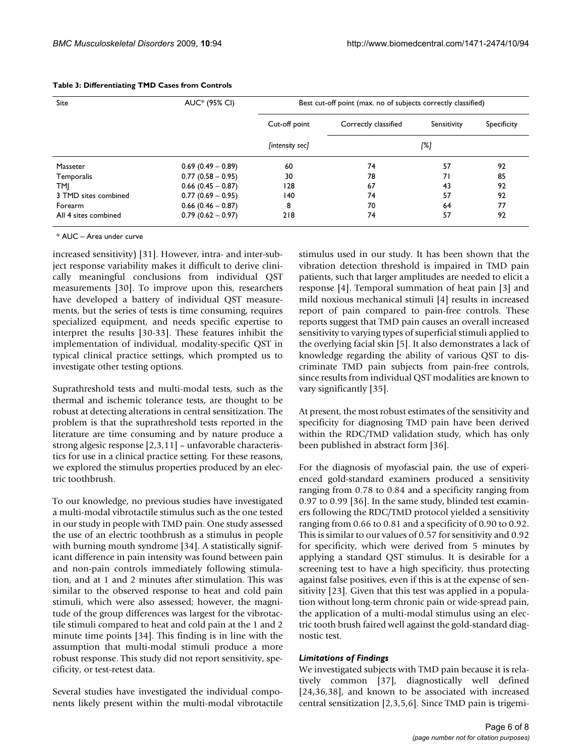**Table 3: Differentiating TMD Cases from Controls**

| Site | AUC* (95% CI) | Best cut-off point (max. no of subjects correctly classified) | | | |
|---|---|---|---|---|---|
| | | Cut-off point | Correctly classified | Sensitivity | Specificity |
| | | *[intensity sec]* | *[%]* | | |
| Masseter | 0.69 (0.49 – 0.89) | 60 | 74 | 57 | 92 |
| Temporalis | 0.77 (0.58 – 0.95) | 30 | 78 | 71 | 85 |
| TMJ | 0.66 (0.45 – 0.87) | 128 | 67 | 43 | 92 |
| 3 TMD sites combined | 0.77 (0.69 – 0.95) | 140 | 74 | 57 | 92 |
| Forearm | 0.66 (0.46 – 0.87) | 8 | 70 | 64 | 77 |
| All 4 sites combined | 0.79 (0.62 – 0.97) | 218 | 74 | 57 | 92 |

* AUC – Area under curve

increased sensitivity) [31]. However, intra- and inter-subject response variability makes it difficult to derive clinically meaningful conclusions from individual QST measurements [30]. To improve upon this, researchers have developed a battery of individual QST measurements, but the series of tests is time consuming, requires specialized equipment, and needs specific expertise to interpret the results [30-33]. These features inhibit the implementation of individual, modality-specific QST in typical clinical practice settings, which prompted us to investigate other testing options.

Suprathreshold tests and multi-modal tests, such as the thermal and ischemic tolerance tests, are thought to be robust at detecting alterations in central sensitization. The problem is that the suprathreshold tests reported in the literature are time consuming and by nature produce a strong algesic response [2,3,11] – unfavorable characteristics for use in a clinical practice setting. For these reasons, we explored the stimulus properties produced by an electric toothbrush.

To our knowledge, no previous studies have investigated a multi-modal vibrotactile stimulus such as the one tested in our study in people with TMD pain. One study assessed the use of an electric toothbrush as a stimulus in people with burning mouth syndrome [34]. A statistically significant difference in pain intensity was found between pain and non-pain controls immediately following stimulation, and at 1 and 2 minutes after stimulation. This was similar to the observed response to heat and cold pain stimuli, which were also assessed; however, the magnitude of the group differences was largest for the vibrotactile stimuli compared to heat and cold pain at the 1 and 2 minute time points [34]. This finding is in line with the assumption that multi-modal stimuli produce a more robust response. This study did not report sensitivity, specificity, or test-retest data.

Several studies have investigated the individual components likely present within the multi-modal vibrotactile stimulus used in our study. It has been shown that the vibration detection threshold is impaired in TMD pain patients, such that larger amplitudes are needed to elicit a response [4]. Temporal summation of heat pain [3] and mild noxious mechanical stimuli [4] results in increased report of pain compared to pain-free controls. These reports suggest that TMD pain causes an overall increased sensitivity to varying types of superficial stimuli applied to the overlying facial skin [5]. It also demonstrates a lack of knowledge regarding the ability of various QST to discriminate TMD pain subjects from pain-free controls, since results from individual QST modalities are known to vary significantly [35].

At present, the most robust estimates of the sensitivity and specificity for diagnosing TMD pain have been derived within the RDC/TMD validation study, which has only been published in abstract form [36].

For the diagnosis of myofascial pain, the use of experienced gold-standard examiners produced a sensitivity ranging from 0.78 to 0.84 and a specificity ranging from 0.97 to 0.99 [36]. In the same study, blinded test examiners following the RDC/TMD protocol yielded a sensitivity ranging from 0.66 to 0.81 and a specificity of 0.90 to 0.92. This is similar to our values of 0.57 for sensitivity and 0.92 for specificity, which were derived from 5 minutes by applying a standard QST stimulus. It is desirable for a screening test to have a high specificity, thus protecting against false positives, even if this is at the expense of sensitivity [23]. Given that this test was applied in a population without long-term chronic pain or wide-spread pain, the application of a multi-modal stimulus using an electric tooth brush faired well against the gold-standard diagnostic test.

### *Limitations of Findings*

We investigated subjects with TMD pain because it is relatively common [37], diagnostically well defined [24,36,38], and known to be associated with increased central sensitization [2,3,5,6]. Since TMD pain is trigemi-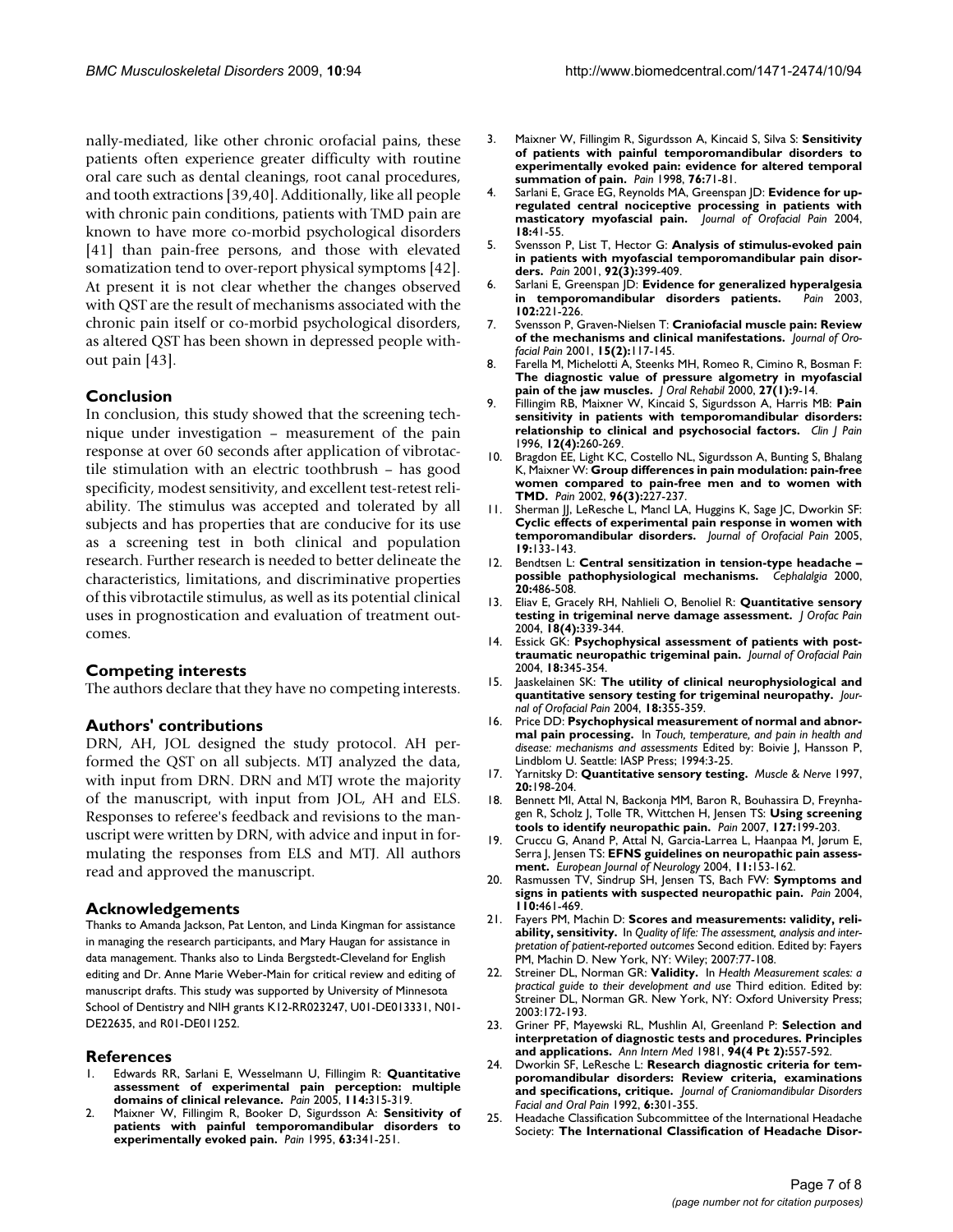nally-mediated, like other chronic orofacial pains, these patients often experience greater difficulty with routine oral care such as dental cleanings, root canal procedures, and tooth extractions [39,40]. Additionally, like all people with chronic pain conditions, patients with TMD pain are known to have more co-morbid psychological disorders [41] than pain-free persons, and those with elevated somatization tend to over-report physical symptoms [42]. At present it is not clear whether the changes observed with QST are the result of mechanisms associated with the chronic pain itself or co-morbid psychological disorders, as altered QST has been shown in depressed people without pain [43].

## Conclusion

In conclusion, this study showed that the screening technique under investigation – measurement of the pain response at over 60 seconds after application of vibrotactile stimulation with an electric toothbrush – has good specificity, modest sensitivity, and excellent test-retest reliability. The stimulus was accepted and tolerated by all subjects and has properties that are conducive for its use as a screening test in both clinical and population research. Further research is needed to better delineate the characteristics, limitations, and discriminative properties of this vibrotactile stimulus, as well as its potential clinical uses in prognostication and evaluation of treatment outcomes.

## Competing interests

The authors declare that they have no competing interests.

## Authors' contributions

DRN, AH, JOL designed the study protocol. AH performed the QST on all subjects. MTJ analyzed the data, with input from DRN. DRN and MTJ wrote the majority of the manuscript, with input from JOL, AH and ELS. Responses to referee's feedback and revisions to the manuscript were written by DRN, with advice and input in formulating the responses from ELS and MTJ. All authors read and approved the manuscript.

## Acknowledgements

Thanks to Amanda Jackson, Pat Lenton, and Linda Kingman for assistance in managing the research participants, and Mary Haugan for assistance in data management. Thanks also to Linda Bergstedt-Cleveland for English editing and Dr. Anne Marie Weber-Main for critical review and editing of manuscript drafts. This study was supported by University of Minnesota School of Dentistry and NIH grants K12-RR023247, U01-DE013331, N01-DE22635, and R01-DE011252.

## References

1. Edwards RR, Sarlani E, Wesselmann U, Fillingim R: **Quantitative assessment of experimental pain perception: multiple domains of clinical relevance.** *Pain* 2005, **114:**315-319.
2. Maixner W, Fillingim R, Booker D, Sigurdsson A: **Sensitivity of patients with painful temporomandibular disorders to experimentally evoked pain.** *Pain* 1995, **63:**341-251.
3. Maixner W, Fillingim R, Sigurdsson A, Kincaid S, Silva S: **Sensitivity of patients with painful temporomandibular disorders to experimentally evoked pain: evidence for altered temporal summation of pain.** *Pain* 1998, **76:**71-81.
4. Sarlani E, Grace EG, Reynolds MA, Greenspan JD: **Evidence for up-regulated central nociceptive processing in patients with masticatory myofascial pain.** *Journal of Orofacial Pain* 2004, **18:**41-55.
5. Svensson P, List T, Hector G: **Analysis of stimulus-evoked pain in patients with myofascial temporomandibular pain disorders.** *Pain* 2001, **92(3):**399-409.
6. Sarlani E, Greenspan JD: **Evidence for generalized hyperalgesia in temporomandibular disorders patients.** *Pain* 2003, **102:**221-226.
7. Svensson P, Graven-Nielsen T: **Craniofacial muscle pain: Review of the mechanisms and clinical manifestations.** *Journal of Orofacial Pain* 2001, **15(2):**117-145.
8. Farella M, Michelotti A, Steenks MH, Romeo R, Cimino R, Bosman F: **The diagnostic value of pressure algometry in myofascial pain of the jaw muscles.** *J Oral Rehabil* 2000, **27(1):**9-14.
9. Fillingim RB, Maixner W, Kincaid S, Sigurdsson A, Harris MB: **Pain sensitivity in patients with temporomandibular disorders: relationship to clinical and psychosocial factors.** *Clin J Pain* 1996, **12(4):**260-269.
10. Bragdon EE, Light KC, Costello NL, Sigurdsson A, Bunting S, Bhalang K, Maixner W: **Group differences in pain modulation: pain-free women compared to pain-free men and to women with TMD.** *Pain* 2002, **96(3):**227-237.
11. Sherman JJ, LeResche L, Mancl LA, Huggins K, Sage JC, Dworkin SF: **Cyclic effects of experimental pain response in women with temporomandibular disorders.** *Journal of Orofacial Pain* 2005, **19:**133-143.
12. Bendtsen L: **Central sensitization in tension-type headache – possible pathophysiological mechanisms.** *Cephalalgia* 2000, **20:**486-508.
13. Eliav E, Gracely RH, Nahlieli O, Benoliel R: **Quantitative sensory testing in trigeminal nerve damage assessment.** *J Orofac Pain* 2004, **18(4):**339-344.
14. Essick GK: **Psychophysical assessment of patients with post-traumatic neuropathic trigeminal pain.** *Journal of Orofacial Pain* 2004, **18:**345-354.
15. Jaaskelainen SK: **The utility of clinical neurophysiological and quantitative sensory testing for trigeminal neuropathy.** *Journal of Orofacial Pain* 2004, **18:**355-359.
16. Price DD: **Psychophysical measurement of normal and abnormal pain processing.** In *Touch, temperature, and pain in health and disease: mechanisms and assessments* Edited by: Boivie J, Hansson P, Lindblom U. Seattle: IASP Press; 1994:3-25.
17. Yarnitsky D: **Quantitative sensory testing.** *Muscle & Nerve* 1997, **20:**198-204.
18. Bennett MI, Attal N, Backonja MM, Baron R, Bouhassira D, Freynhagen R, Scholz J, Tolle TR, Wittchen H, Jensen TS: **Using screening tools to identify neuropathic pain.** *Pain* 2007, **127:**199-203.
19. Cruccu G, Anand P, Attal N, Garcia-Larrea L, Haanpaa M, Jørum E, Serra J, Jensen TS: **EFNS guidelines on neuropathic pain assessment.** *European Journal of Neurology* 2004, **11:**153-162.
20. Rasmussen TV, Sindrup SH, Jensen TS, Bach FW: **Symptoms and signs in patients with suspected neuropathic pain.** *Pain* 2004, **110:**461-469.
21. Fayers PM, Machin D: **Scores and measurements: validity, reliability, sensitivity.** In *Quality of life: The assessment, analysis and interpretation of patient-reported outcomes* Second edition. Edited by: Fayers PM, Machin D. New York, NY: Wiley; 2007:77-108.
22. Streiner DL, Norman GR: **Validity.** In *Health Measurement scales: a practical guide to their development and use* Third edition. Edited by: Streiner DL, Norman GR. New York, NY: Oxford University Press; 2003:172-193.
23. Griner PF, Mayewski RL, Mushlin AI, Greenland P: **Selection and interpretation of diagnostic tests and procedures. Principles and applications.** *Ann Intern Med* 1981, **94(4 Pt 2):**557-592.
24. Dworkin SF, LeResche L: **Research diagnostic criteria for temporomandibular disorders: Review criteria, examinations and specifications, critique.** *Journal of Craniomandibular Disorders Facial and Oral Pain* 1992, **6:**301-355.
25. Headache Classification Subcommittee of the International Headache Society: **The International Classification of Headache Disor-**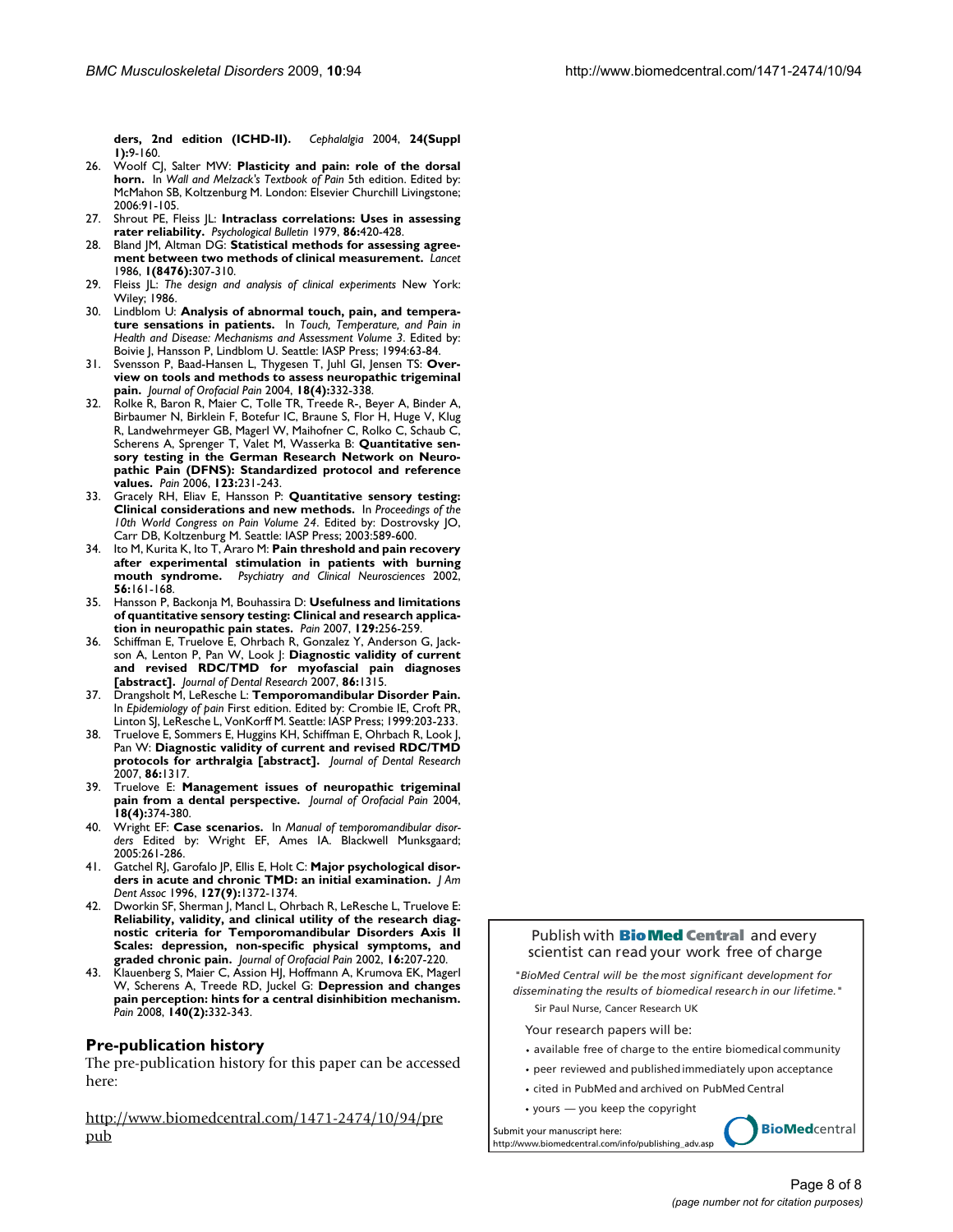ders, 2nd edition (ICHD-II). *Cephalalgia* 2004, **24(Suppl 1):**9-160.

26. Woolf CJ, Salter MW: **Plasticity and pain: role of the dorsal horn.** In *Wall and Melzack's Textbook of Pain* 5th edition. Edited by: McMahon SB, Koltzenburg M. London: Elsevier Churchill Livingstone; 2006:91-105.
27. Shrout PE, Fleiss JL: **Intraclass correlations: Uses in assessing rater reliability.** *Psychological Bulletin* 1979, **86:**420-428.
28. Bland JM, Altman DG: **Statistical methods for assessing agreement between two methods of clinical measurement.** *Lancet* 1986, **1(8476):**307-310.
29. Fleiss JL: *The design and analysis of clinical experiments* New York: Wiley; 1986.
30. Lindblom U: **Analysis of abnormal touch, pain, and temperature sensations in patients.** In *Touch, Temperature, and Pain in Health and Disease: Mechanisms and Assessment Volume 3*. Edited by: Boivie J, Hansson P, Lindblom U. Seattle: IASP Press; 1994:63-84.
31. Svensson P, Baad-Hansen L, Thygesen T, Juhl GI, Jensen TS: **Overview on tools and methods to assess neuropathic trigeminal pain.** *Journal of Orofacial Pain* 2004, **18(4):**332-338.
32. Rolke R, Baron R, Maier C, Tolle TR, Treede R-, Beyer A, Binder A, Birbaumer N, Birklein F, Botefur IC, Braune S, Flor H, Huge V, Klug R, Landwehrmeyer GB, Magerl W, Maihofner C, Rolko C, Schaub C, Scherens A, Sprenger T, Valet M, Wasserka B: **Quantitative sensory testing in the German Research Network on Neuropathic Pain (DFNS): Standardized protocol and reference values.** *Pain* 2006, **123:**231-243.
33. Gracely RH, Eliav E, Hansson P: **Quantitative sensory testing: Clinical considerations and new methods.** In *Proceedings of the 10th World Congress on Pain Volume 24*. Edited by: Dostrovsky JO, Carr DB, Koltzenburg M. Seattle: IASP Press; 2003:589-600.
34. Ito M, Kurita K, Ito T, Araro M: **Pain threshold and pain recovery after experimental stimulation in patients with burning mouth syndrome.** *Psychiatry and Clinical Neurosciences* 2002, **56:**161-168.
35. Hansson P, Backonja M, Bouhassira D: **Usefulness and limitations of quantitative sensory testing: Clinical and research application in neuropathic pain states.** *Pain* 2007, **129:**256-259.
36. Schiffman E, Truelove E, Ohrbach R, Gonzalez Y, Anderson G, Jackson A, Lenton P, Pan W, Look J: **Diagnostic validity of current and revised RDC/TMD for myofascial pain diagnoses [abstract].** *Journal of Dental Research* 2007, **86:**1315.
37. Drangsholt M, LeResche L: **Temporomandibular Disorder Pain.** In *Epidemiology of pain* First edition. Edited by: Crombie IE, Croft PR, Linton SJ, LeResche L, VonKorff M. Seattle: IASP Press; 1999:203-233.
38. Truelove E, Sommers E, Huggins KH, Schiffman E, Ohrbach R, Look J, Pan W: **Diagnostic validity of current and revised RDC/TMD protocols for arthralgia [abstract].** *Journal of Dental Research* 2007, **86:**1317.
39. Truelove E: **Management issues of neuropathic trigeminal pain from a dental perspective.** *Journal of Orofacial Pain* 2004, **18(4):**374-380.
40. Wright EF: **Case scenarios.** In *Manual of temporomandibular disorders* Edited by: Wright EF, Ames IA. Blackwell Munksgaard; 2005:261-286.
41. Gatchel RJ, Garofalo JP, Ellis E, Holt C: **Major psychological disorders in acute and chronic TMD: an initial examination.** *J Am Dent Assoc* 1996, **127(9):**1372-1374.
42. Dworkin SF, Sherman J, Mancl L, Ohrbach R, LeResche L, Truelove E: **Reliability, validity, and clinical utility of the research diagnostic criteria for Temporomandibular Disorders Axis II Scales: depression, non-specific physical symptoms, and graded chronic pain.** *Journal of Orofacial Pain* 2002, **16:**207-220.
43. Klauenberg S, Maier C, Assion HJ, Hoffmann A, Krumova EK, Magerl W, Scherens A, Treede RD, Juckel G: **Depression and changes pain perception: hints for a central disinhibition mechanism.** *Pain* 2008, **140(2):**332-343.

## Pre-publication history

The pre-publication history for this paper can be accessed here:

http://www.biomedcentral.com/1471-2474/10/94/prepub

Publish with **BioMed Central** and every scientist can read your work free of charge

*"BioMed Central will be the most significant development for disseminating the results of biomedical research in our lifetime."*

Sir Paul Nurse, Cancer Research UK

Your research papers will be:

- available free of charge to the entire biomedical community
- peer reviewed and published immediately upon acceptance
- cited in PubMed and archived on PubMed Central
- yours — you keep the copyright

Submit your manuscript here:
http://www.biomedcentral.com/info/publishing_adv.asp

BioMedcentral